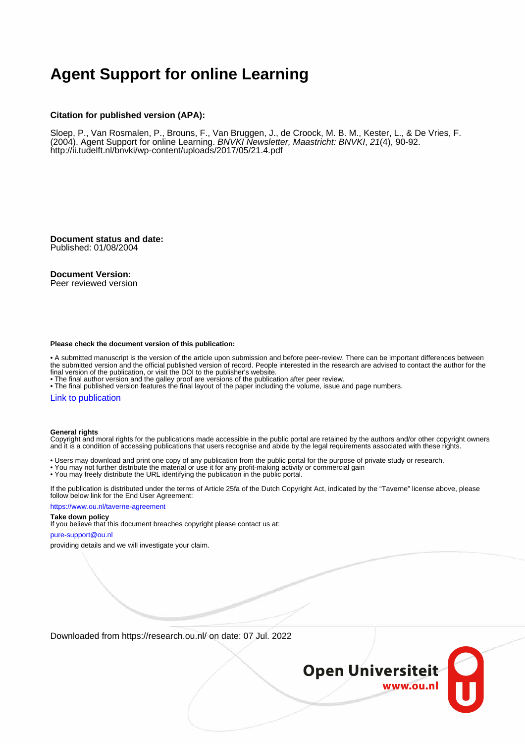# Agent Support for online Learning

**Citation for published version (APA):**

Sloep, P., Van Rosmalen, P., Brouns, F., Van Bruggen, J., de Croock, M. B. M., Kester, L., & De Vries, F. (2004). Agent Support for online Learning. *BNVKI Newsletter, Maastricht: BNVKI*, *21*(4), 90-92. http://ii.tudelft.nl/bnvki/wp-content/uploads/2017/05/21.4.pdf

**Document status and date:**
Published: 01/08/2004

**Document Version:**
Peer reviewed version

**Please check the document version of this publication:**

• A submitted manuscript is the version of the article upon submission and before peer-review. There can be important differences between the submitted version and the official published version of record. People interested in the research are advised to contact the author for the final version of the publication, or visit the DOI to the publisher's website.
• The final author version and the galley proof are versions of the publication after peer review.
• The final published version features the final layout of the paper including the volume, issue and page numbers.

Link to publication

**General rights**
Copyright and moral rights for the publications made accessible in the public portal are retained by the authors and/or other copyright owners and it is a condition of accessing publications that users recognise and abide by the legal requirements associated with these rights.

• Users may download and print one copy of any publication from the public portal for the purpose of private study or research.
• You may not further distribute the material or use it for any profit-making activity or commercial gain
• You may freely distribute the URL identifying the publication in the public portal.

If the publication is distributed under the terms of Article 25fa of the Dutch Copyright Act, indicated by the "Taverne" license above, please follow below link for the End User Agreement:

https://www.ou.nl/taverne-agreement

**Take down policy**
If you believe that this document breaches copyright please contact us at:

pure-support@ou.nl

providing details and we will investigate your claim.

Downloaded from https://research.ou.nl/ on date: 07 Jul. 2022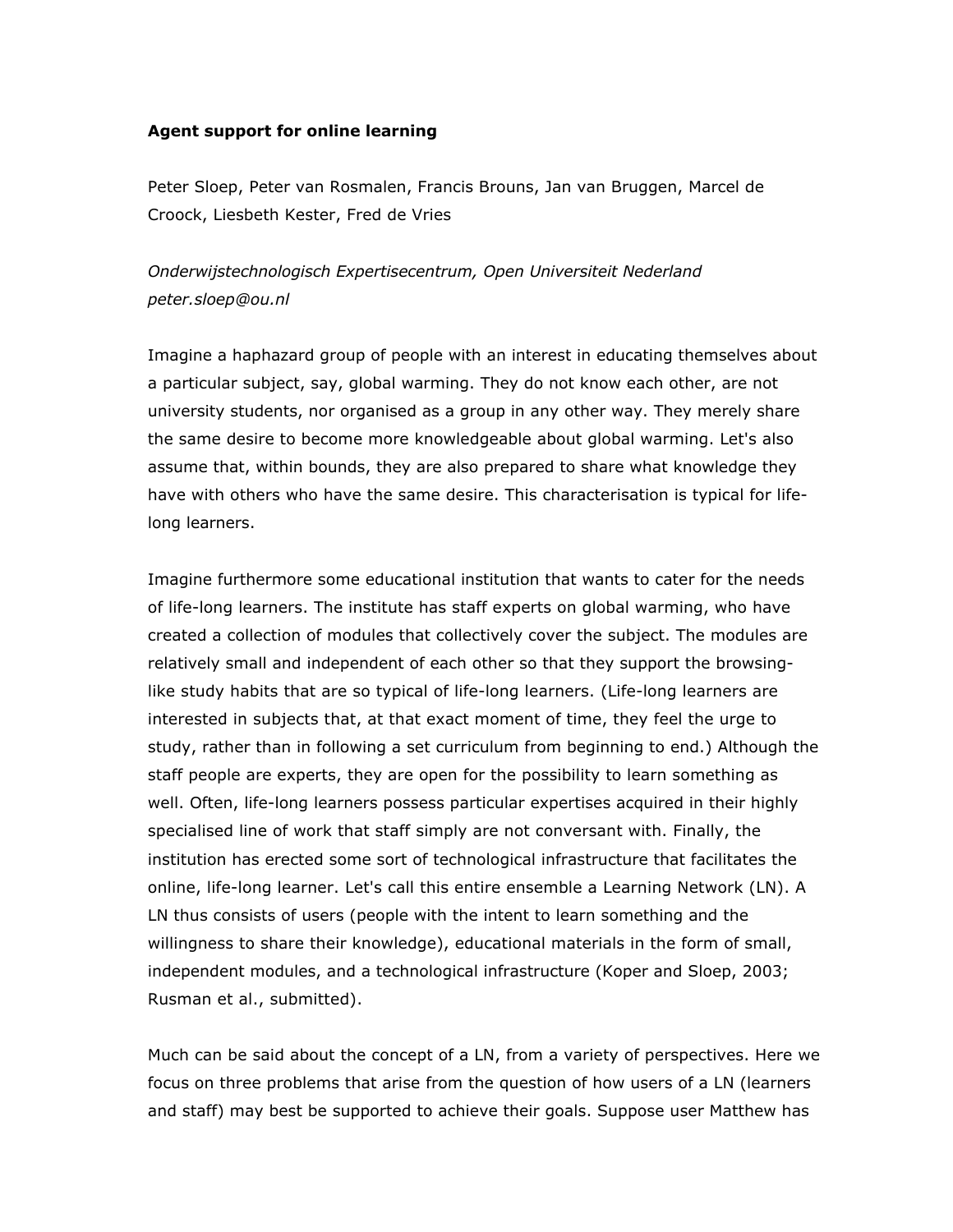**Agent support for online learning**

Peter Sloep, Peter van Rosmalen, Francis Brouns, Jan van Bruggen, Marcel de Croock, Liesbeth Kester, Fred de Vries

*Onderwijstechnologisch Expertisecentrum, Open Universiteit Nederland*
*peter.sloep@ou.nl*

Imagine a haphazard group of people with an interest in educating themselves about a particular subject, say, global warming. They do not know each other, are not university students, nor organised as a group in any other way. They merely share the same desire to become more knowledgeable about global warming. Let's also assume that, within bounds, they are also prepared to share what knowledge they have with others who have the same desire. This characterisation is typical for life-long learners.

Imagine furthermore some educational institution that wants to cater for the needs of life-long learners. The institute has staff experts on global warming, who have created a collection of modules that collectively cover the subject. The modules are relatively small and independent of each other so that they support the browsing-like study habits that are so typical of life-long learners. (Life-long learners are interested in subjects that, at that exact moment of time, they feel the urge to study, rather than in following a set curriculum from beginning to end.) Although the staff people are experts, they are open for the possibility to learn something as well. Often, life-long learners possess particular expertises acquired in their highly specialised line of work that staff simply are not conversant with. Finally, the institution has erected some sort of technological infrastructure that facilitates the online, life-long learner. Let's call this entire ensemble a Learning Network (LN). A LN thus consists of users (people with the intent to learn something and the willingness to share their knowledge), educational materials in the form of small, independent modules, and a technological infrastructure (Koper and Sloep, 2003; Rusman et al., submitted).

Much can be said about the concept of a LN, from a variety of perspectives. Here we focus on three problems that arise from the question of how users of a LN (learners and staff) may best be supported to achieve their goals. Suppose user Matthew has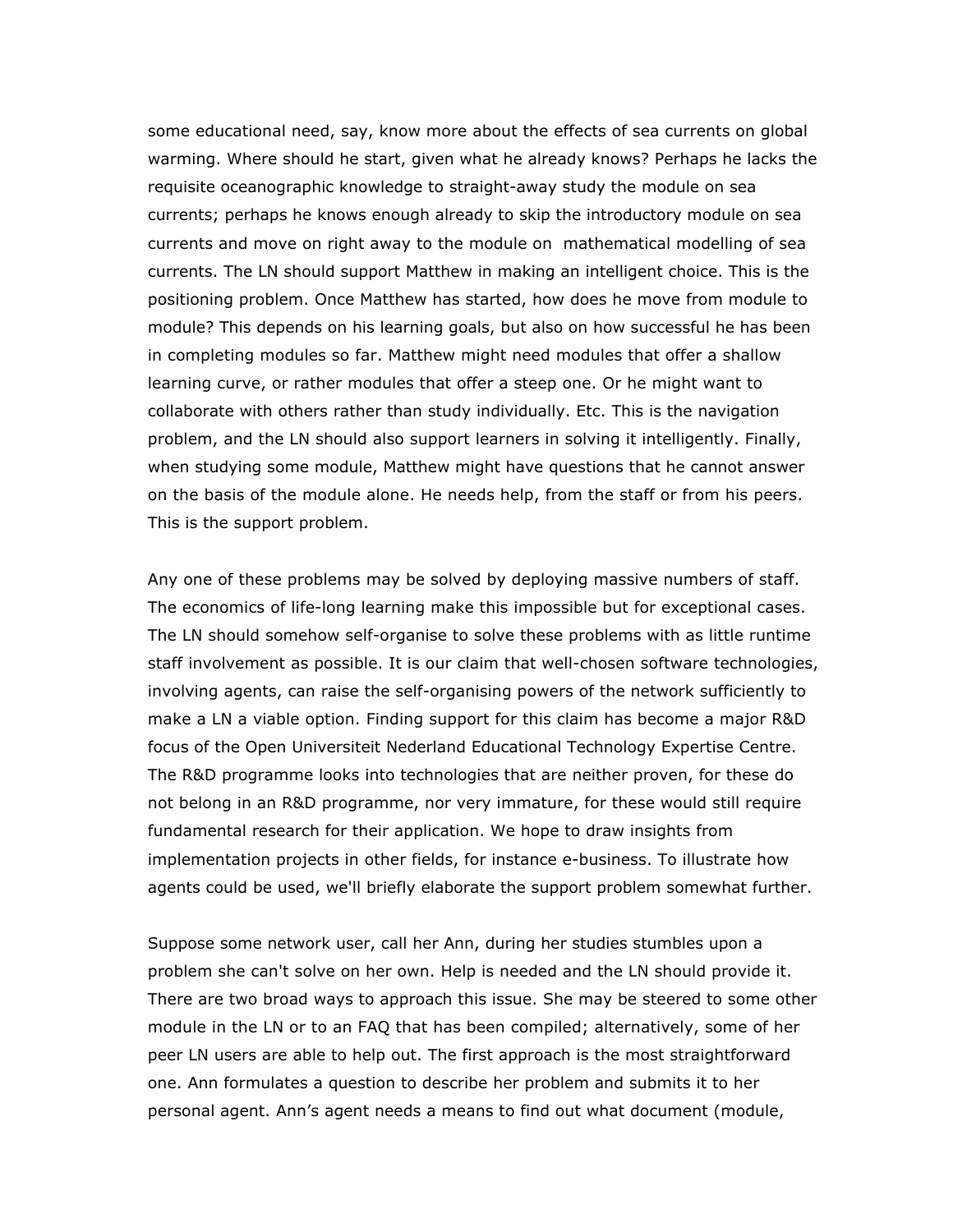some educational need, say, know more about the effects of sea currents on global warming. Where should he start, given what he already knows? Perhaps he lacks the requisite oceanographic knowledge to straight-away study the module on sea currents; perhaps he knows enough already to skip the introductory module on sea currents and move on right away to the module on mathematical modelling of sea currents. The LN should support Matthew in making an intelligent choice. This is the positioning problem. Once Matthew has started, how does he move from module to module? This depends on his learning goals, but also on how successful he has been in completing modules so far. Matthew might need modules that offer a shallow learning curve, or rather modules that offer a steep one. Or he might want to collaborate with others rather than study individually. Etc. This is the navigation problem, and the LN should also support learners in solving it intelligently. Finally, when studying some module, Matthew might have questions that he cannot answer on the basis of the module alone. He needs help, from the staff or from his peers. This is the support problem.

Any one of these problems may be solved by deploying massive numbers of staff. The economics of life-long learning make this impossible but for exceptional cases. The LN should somehow self-organise to solve these problems with as little runtime staff involvement as possible. It is our claim that well-chosen software technologies, involving agents, can raise the self-organising powers of the network sufficiently to make a LN a viable option. Finding support for this claim has become a major R&D focus of the Open Universiteit Nederland Educational Technology Expertise Centre. The R&D programme looks into technologies that are neither proven, for these do not belong in an R&D programme, nor very immature, for these would still require fundamental research for their application. We hope to draw insights from implementation projects in other fields, for instance e-business. To illustrate how agents could be used, we'll briefly elaborate the support problem somewhat further.

Suppose some network user, call her Ann, during her studies stumbles upon a problem she can't solve on her own. Help is needed and the LN should provide it. There are two broad ways to approach this issue. She may be steered to some other module in the LN or to an FAQ that has been compiled; alternatively, some of her peer LN users are able to help out. The first approach is the most straightforward one. Ann formulates a question to describe her problem and submits it to her personal agent. Ann's agent needs a means to find out what document (module,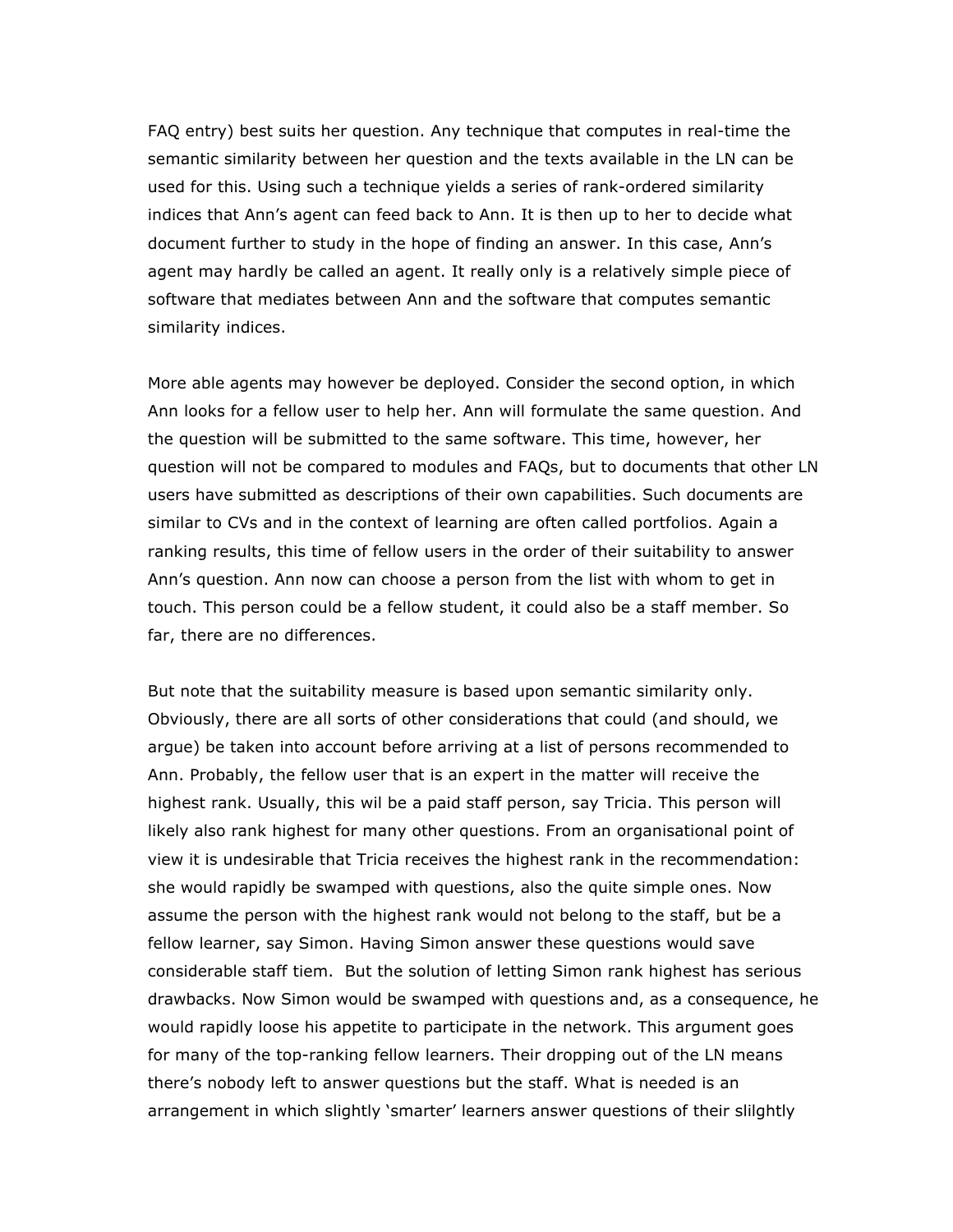FAQ entry) best suits her question. Any technique that computes in real-time the semantic similarity between her question and the texts available in the LN can be used for this. Using such a technique yields a series of rank-ordered similarity indices that Ann's agent can feed back to Ann. It is then up to her to decide what document further to study in the hope of finding an answer. In this case, Ann's agent may hardly be called an agent. It really only is a relatively simple piece of software that mediates between Ann and the software that computes semantic similarity indices.

More able agents may however be deployed. Consider the second option, in which Ann looks for a fellow user to help her. Ann will formulate the same question. And the question will be submitted to the same software. This time, however, her question will not be compared to modules and FAQs, but to documents that other LN users have submitted as descriptions of their own capabilities. Such documents are similar to CVs and in the context of learning are often called portfolios. Again a ranking results, this time of fellow users in the order of their suitability to answer Ann's question. Ann now can choose a person from the list with whom to get in touch. This person could be a fellow student, it could also be a staff member. So far, there are no differences.

But note that the suitability measure is based upon semantic similarity only. Obviously, there are all sorts of other considerations that could (and should, we argue) be taken into account before arriving at a list of persons recommended to Ann. Probably, the fellow user that is an expert in the matter will receive the highest rank. Usually, this wil be a paid staff person, say Tricia. This person will likely also rank highest for many other questions. From an organisational point of view it is undesirable that Tricia receives the highest rank in the recommendation: she would rapidly be swamped with questions, also the quite simple ones. Now assume the person with the highest rank would not belong to the staff, but be a fellow learner, say Simon. Having Simon answer these questions would save considerable staff tiem. But the solution of letting Simon rank highest has serious drawbacks. Now Simon would be swamped with questions and, as a consequence, he would rapidly loose his appetite to participate in the network. This argument goes for many of the top-ranking fellow learners. Their dropping out of the LN means there's nobody left to answer questions but the staff. What is needed is an arrangement in which slightly 'smarter' learners answer questions of their slilghtly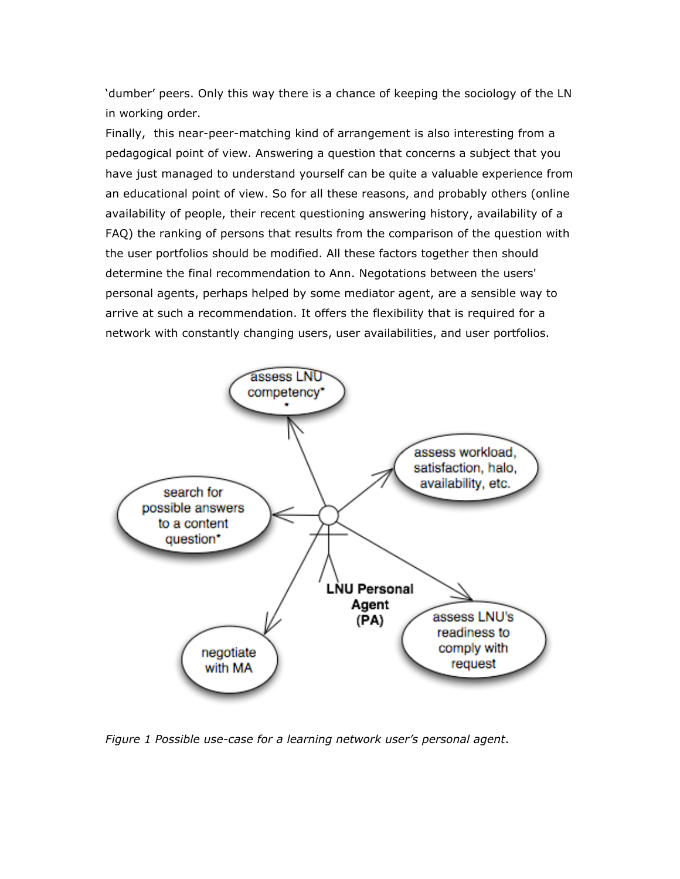‘dumber’ peers. Only this way there is a chance of keeping the sociology of the LN in working order.

Finally, this near-peer-matching kind of arrangement is also interesting from a pedagogical point of view. Answering a question that concerns a subject that you have just managed to understand yourself can be quite a valuable experience from an educational point of view. So for all these reasons, and probably others (online availability of people, their recent questioning answering history, availability of a FAQ) the ranking of persons that results from the comparison of the question with the user portfolios should be modified. All these factors together then should determine the final recommendation to Ann. Negotations between the users' personal agents, perhaps helped by some mediator agent, are a sensible way to arrive at such a recommendation. It offers the flexibility that is required for a network with constantly changing users, user availabilities, and user portfolios.

*Figure 1 Possible use-case for a learning network user’s personal agent*.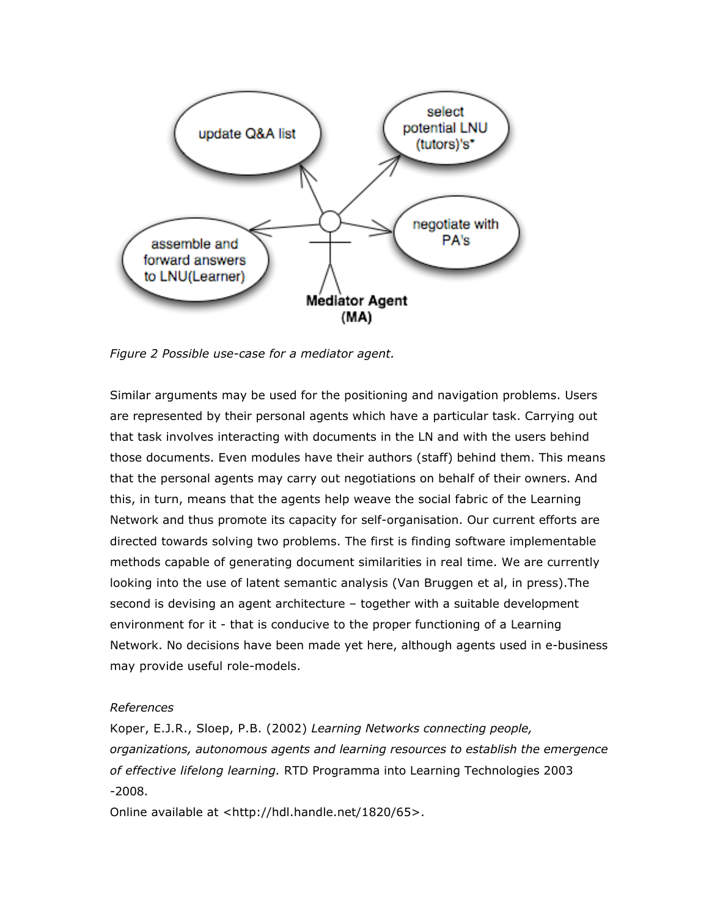update Q&A list

select potential LNU (tutors)'s*

assemble and forward answers to LNU(Learner)

negotiate with PA's

**Mediator Agent (MA)**

*Figure 2 Possible use-case for a mediator agent.*

Similar arguments may be used for the positioning and navigation problems. Users are represented by their personal agents which have a particular task. Carrying out that task involves interacting with documents in the LN and with the users behind those documents. Even modules have their authors (staff) behind them. This means that the personal agents may carry out negotiations on behalf of their owners. And this, in turn, means that the agents help weave the social fabric of the Learning Network and thus promote its capacity for self-organisation. Our current efforts are directed towards solving two problems. The first is finding software implementable methods capable of generating document similarities in real time. We are currently looking into the use of latent semantic analysis (Van Bruggen et al, in press).The second is devising an agent architecture – together with a suitable development environment for it - that is conducive to the proper functioning of a Learning Network. No decisions have been made yet here, although agents used in e-business may provide useful role-models.

*References*

Koper, E.J.R., Sloep, P.B. (2002) *Learning Networks connecting people, organizations, autonomous agents and learning resources to establish the emergence of effective lifelong learning.* RTD Programma into Learning Technologies 2003 -2008.

Online available at <http://hdl.handle.net/1820/65>.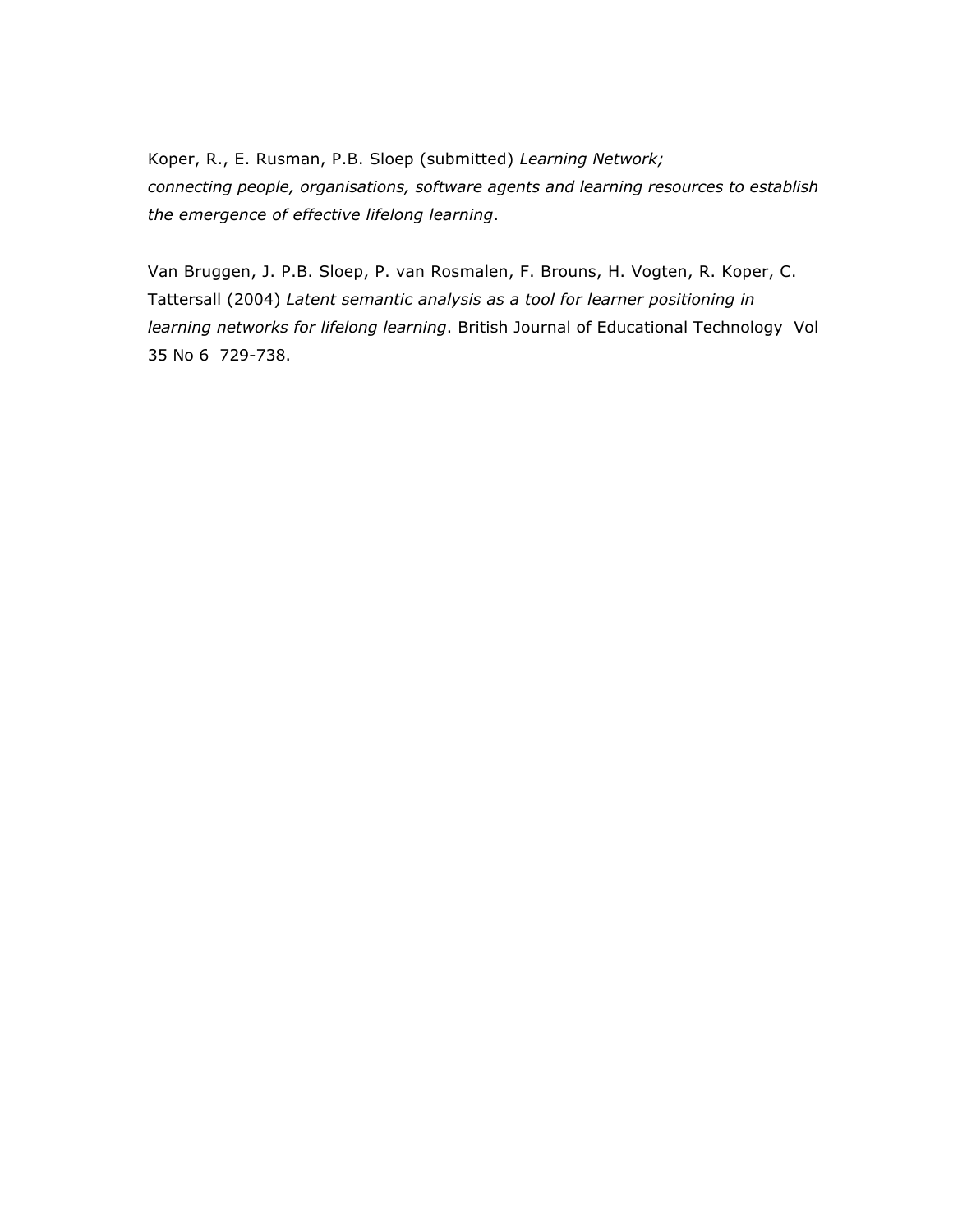Koper, R., E. Rusman, P.B. Sloep (submitted) *Learning Network; connecting people, organisations, software agents and learning resources to establish the emergence of effective lifelong learning*.

Van Bruggen, J. P.B. Sloep, P. van Rosmalen, F. Brouns, H. Vogten, R. Koper, C. Tattersall (2004) *Latent semantic analysis as a tool for learner positioning in learning networks for lifelong learning*. British Journal of Educational Technology Vol 35 No 6 729-738.